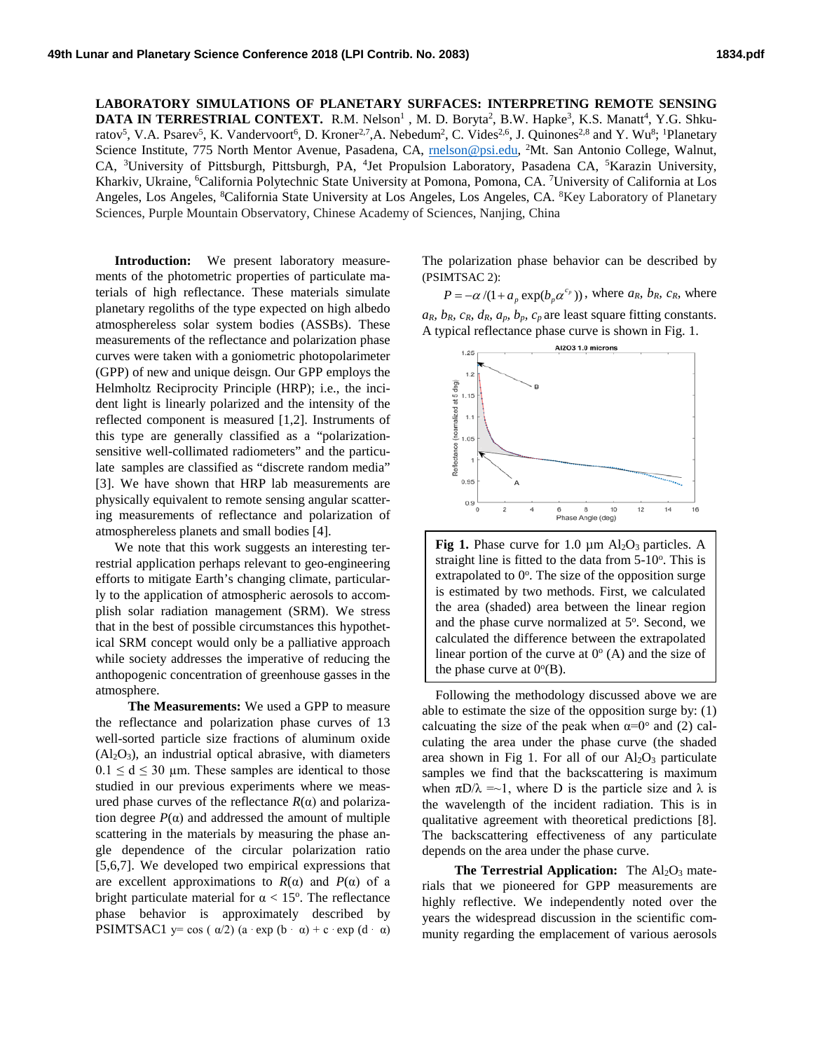**LABORATORY SIMULATIONS OF PLANETARY SURFACES: INTERPRETING REMOTE SENSING DATA IN TERRESTRIAL CONTEXT.** R.M. Nelson[1], M. D. Boryta[2], B.W. Hapke[3], K.S. Manatt[4], Y.G. Shkuratov[5], V.A. Psarev[5], K. Vandervoort[6], D. Kroner[2,7], A. Nebedum[2], C. Vides[2,6], J. Quinones[2,8] and Y. Wu[8]; [1]Planetary Science Institute, 775 North Mentor Avenue, Pasadena, CA, rnelson@psi.edu, [2]Mt. San Antonio College, Walnut, CA, [3]University of Pittsburgh, Pittsburgh, PA, [4]Jet Propulsion Laboratory, Pasadena CA, [5]Karazin University, Kharkiv, Ukraine, [6]California Polytechnic State University at Pomona, Pomona, CA. [7]University of California at Los Angeles, Los Angeles, [8]California State University at Los Angeles, Los Angeles, CA. [8]Key Laboratory of Planetary Sciences, Purple Mountain Observatory, Chinese Academy of Sciences, Nanjing, China

**Introduction:** We present laboratory measurements of the photometric properties of particulate materials of high reflectance. These materials simulate planetary regoliths of the type expected on high albedo atmosphereless solar system bodies (ASSBs). These measurements of the reflectance and polarization phase curves were taken with a goniometric photopolarimeter (GPP) of new and unique deisgn. Our GPP employs the Helmholtz Reciprocity Principle (HRP); i.e., the incident light is linearly polarized and the intensity of the reflected component is measured [1,2]. Instruments of this type are generally classified as a "polarization-sensitive well-collimated radiometers" and the particulate samples are classified as "discrete random media" [3]. We have shown that HRP lab measurements are physically equivalent to remote sensing angular scattering measurements of reflectance and polarization of atmosphereless planets and small bodies [4].

We note that this work suggests an interesting terrestrial application perhaps relevant to geo-engineering efforts to mitigate Earth's changing climate, particularly to the application of atmospheric aerosols to accomplish solar radiation management (SRM). We stress that in the best of possible circumstances this hypothetical SRM concept would only be a palliative approach while society addresses the imperative of reducing the anthopogenic concentration of greenhouse gasses in the atmosphere.

**The Measurements:** We used a GPP to measure the reflectance and polarization phase curves of 13 well-sorted particle size fractions of aluminum oxide ($Al_2O_3$), an industrial optical abrasive, with diameters $0.1 \leq d \leq 30$ μm. These samples are identical to those studied in our previous experiments where we measured phase curves of the reflectance $R(\alpha)$ and polarization degree $P(\alpha)$ and addressed the amount of multiple scattering in the materials by measuring the phase angle dependence of the circular polarization ratio [5,6,7]. We developed two empirical expressions that are excellent approximations to $R(\alpha)$ and $P(\alpha)$ of a bright particulate material for $\alpha < 15^o$. The reflectance phase behavior is approximately described by PSIMTSAC1 $y = \cos(\alpha/2)\,(a \cdot \exp(b \cdot \alpha) + c \cdot \exp(d \cdot \alpha)$

The polarization phase behavior can be described by (PSIMTSAC 2):

$P = -\alpha/(1 + a_p \exp(b_p \alpha^{c_p}))$, where $a_R$, $b_R$, $c_R$, where $a_R$, $b_R$, $c_R$, $d_R$, $a_p$, $b_p$, $c_p$ are least square fitting constants. A typical reflectance phase curve is shown in Fig. 1.

**Fig 1.** Phase curve for 1.0 μm $Al_2O_3$ particles. A straight line is fitted to the data from 5-10°. This is extrapolated to 0°. The size of the opposition surge is estimated by two methods. First, we calculated the area (shaded) area between the linear region and the phase curve normalized at 5°. Second, we calculated the difference between the extrapolated linear portion of the curve at 0° (A) and the size of the phase curve at 0°(B).

Following the methodology discussed above we are able to estimate the size of the opposition surge by: (1) calcuating the size of the peak when $\alpha = 0°$ and (2) calculating the area under the phase curve (the shaded area shown in Fig 1. For all of our $Al_2O_3$ particulate samples we find that the backscattering is maximum when $\pi D/\lambda = \sim 1$, where D is the particle size and $\lambda$ is the wavelength of the incident radiation. This is in qualitative agreement with theoretical predictions [8]. The backscattering effectiveness of any particulate depends on the area under the phase curve.

**The Terrestrial Application:** The $Al_2O_3$ materials that we pioneered for GPP measurements are highly reflective. We independently noted over the years the widespread discussion in the scientific community regarding the emplacement of various aerosols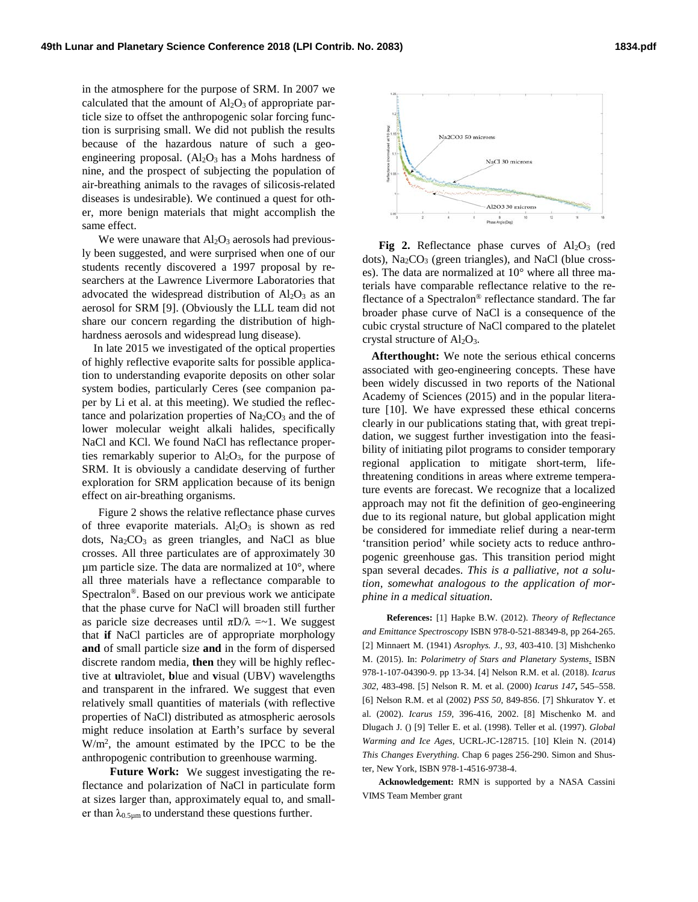in the atmosphere for the purpose of SRM. In 2007 we calculated that the amount of $Al_2O_3$ of appropriate particle size to offset the anthropogenic solar forcing function is surprising small. We did not publish the results because of the hazardous nature of such a geo-engineering proposal. ($Al_2O_3$ has a Mohs hardness of nine, and the prospect of subjecting the population of air-breathing animals to the ravages of silicosis-related diseases is undesirable). We continued a quest for other, more benign materials that might accomplish the same effect.

We were unaware that $Al_2O_3$ aerosols had previously been suggested, and were surprised when one of our students recently discovered a 1997 proposal by researchers at the Lawrence Livermore Laboratories that advocated the widespread distribution of $Al_2O_3$ as an aerosol for SRM [9]. (Obviously the LLL team did not share our concern regarding the distribution of high-hardness aerosols and widespread lung disease).

In late 2015 we investigated of the optical properties of highly reflective evaporite salts for possible application to understanding evaporite deposits on other solar system bodies, particularly Ceres (see companion paper by Li et al. at this meeting). We studied the reflectance and polarization properties of $Na_2CO_3$ and the of lower molecular weight alkali halides, specifically NaCl and KCl. We found NaCl has reflectance properties remarkably superior to $Al_2O_3$, for the purpose of SRM. It is obviously a candidate deserving of further exploration for SRM application because of its benign effect on air-breathing organisms.

Figure 2 shows the relative reflectance phase curves of three evaporite materials. $Al_2O_3$ is shown as red dots, $Na_2CO_3$ as green triangles, and NaCl as blue crosses. All three particulates are of approximately 30 μm particle size. The data are normalized at 10°, where all three materials have a reflectance comparable to Spectralon®. Based on our previous work we anticipate that the phase curve for NaCl will broaden still further as paricle size decreases until $\pi D/\lambda$ =~1. We suggest that **if** NaCl particles are of appropriate morphology **and** of small particle size **and** in the form of dispersed discrete random media, **then** they will be highly reflective at **u**ltraviolet, **b**lue and **v**isual (UBV) wavelengths and transparent in the infrared. We suggest that even relatively small quantities of materials (with reflective properties of NaCl) distributed as atmospheric aerosols might reduce insolation at Earth's surface by several W/m$^2$, the amount estimated by the IPCC to be the anthropogenic contribution to greenhouse warming.

**Future Work:** We suggest investigating the reflectance and polarization of NaCl in particulate form at sizes larger than, approximately equal to, and smaller than $\lambda_{0.5\mu m}$ to understand these questions further.

Na2CO3 50 microns
NaCl 30 microns
Al2O3 30 microns
Reflectance (normalized at 10 Deg)
Phase Angle(Deg)

**Fig 2.** Reflectance phase curves of $Al_2O_3$ (red dots), $Na_2CO_3$ (green triangles), and NaCl (blue crosses). The data are normalized at 10° where all three materials have comparable reflectance relative to the reflectance of a Spectralon® reflectance standard. The far broader phase curve of NaCl is a consequence of the cubic crystal structure of NaCl compared to the platelet crystal structure of $Al_2O_3$.

**Afterthought:** We note the serious ethical concerns associated with geo-engineering concepts. These have been widely discussed in two reports of the National Academy of Sciences (2015) and in the popular literature [10]. We have expressed these ethical concerns clearly in our publications stating that, with great trepidation, we suggest further investigation into the feasibility of initiating pilot programs to consider temporary regional application to mitigate short-term, life-threatening conditions in areas where extreme temperature events are forecast. We recognize that a localized approach may not fit the definition of geo-engineering due to its regional nature, but global application might be considered for immediate relief during a near-term 'transition period' while society acts to reduce anthropogenic greenhouse gas. This transition period might span several decades. *This is a palliative, not a solution, somewhat analogous to the application of morphine in a medical situation.*

**References:** [1] Hapke B.W. (2012). *Theory of Reflectance and Emittance Spectroscopy* ISBN 978-0-521-88349-8, pp 264-265. [2] Minnaert M. (1941) *Asrophys. J., 93*, 403-410. [3] Mishchenko M. (2015). In: *Polarimetry of Stars and Planetary Systems*. ISBN 978-1-107-04390-9. pp 13-34. [4] Nelson R.M. et al. (2018). *Icarus 302*, 483-498. [5] Nelson R. M. et al. (2000) *Icarus 147*, 545–558. [6] Nelson R.M. et al (2002) *PSS 50*, 849-856. [7] Shkuratov Y. et al. (2002). *Icarus 159*, 396-416, 2002. [8] Mischenko M. and Dlugach J. () [9] Teller E. et al. (1998). Teller et al. (1997). *Global Warming and Ice Ages*, UCRL-JC-128715. [10] Klein N. (2014) *This Changes Everything*. Chap 6 pages 256-290. Simon and Shuster, New York, ISBN 978-1-4516-9738-4.

**Acknowledgement:** RMN is supported by a NASA Cassini VIMS Team Member grant